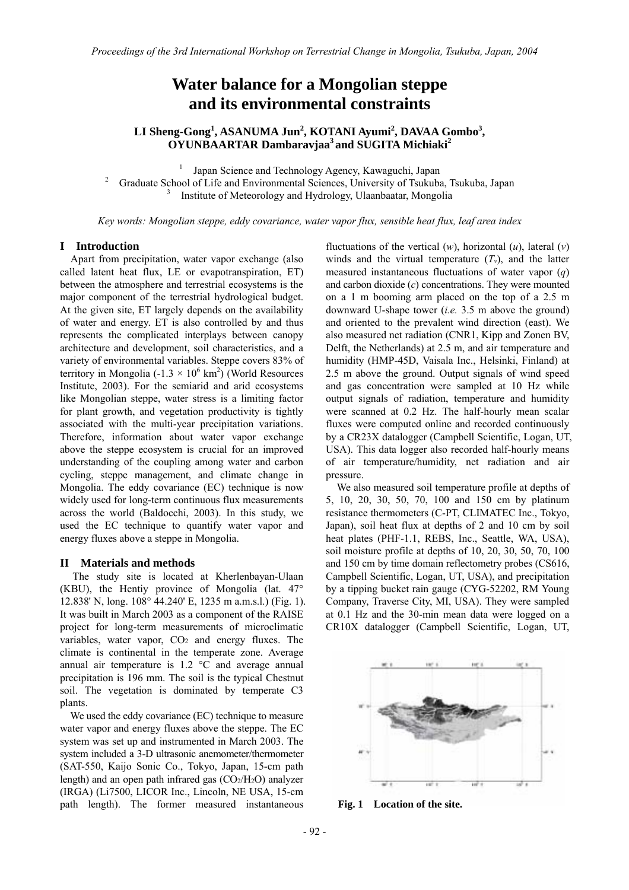# Water balance for a Mongolian steppe and its environmental constraints

**LI Sheng-Gong[1], ASANUMA Jun[2], KOTANI Ayumi[2], DAVAA Gombo[3], OYUNBAARTAR Dambaravjaa[3] and SUGITA Michiaki[2]**

[1] Japan Science and Technology Agency, Kawaguchi, Japan
[2] Graduate School of Life and Environmental Sciences, University of Tsukuba, Tsukuba, Japan
[3] Institute of Meteorology and Hydrology, Ulaanbaatar, Mongolia

*Key words: Mongolian steppe, eddy covariance, water vapor flux, sensible heat flux, leaf area index*

## I Introduction

Apart from precipitation, water vapor exchange (also called latent heat flux, LE or evapotranspiration, ET) between the atmosphere and terrestrial ecosystems is the major component of the terrestrial hydrological budget. At the given site, ET largely depends on the availability of water and energy. ET is also controlled by and thus represents the complicated interplays between canopy architecture and development, soil characteristics, and a variety of environmental variables. Steppe covers 83% of territory in Mongolia (-1.3 × $10^6$ km$^2$) (World Resources Institute, 2003). For the semiarid and arid ecosystems like Mongolian steppe, water stress is a limiting factor for plant growth, and vegetation productivity is tightly associated with the multi-year precipitation variations. Therefore, information about water vapor exchange above the steppe ecosystem is crucial for an improved understanding of the coupling among water and carbon cycling, steppe management, and climate change in Mongolia. The eddy covariance (EC) technique is now widely used for long-term continuous flux measurements across the world (Baldocchi, 2003). In this study, we used the EC technique to quantify water vapor and energy fluxes above a steppe in Mongolia.

## II Materials and methods

The study site is located at Kherlenbayan-Ulaan (KBU), the Hentiy province of Mongolia (lat. 47° 12.838' N, long. 108° 44.240' E, 1235 m a.m.s.l.) (Fig. 1). It was built in March 2003 as a component of the RAISE project for long-term measurements of microclimatic variables, water vapor, $CO_2$ and energy fluxes. The climate is continental in the temperate zone. Average annual air temperature is 1.2 °C and average annual precipitation is 196 mm. The soil is the typical Chestnut soil. The vegetation is dominated by temperate C3 plants.

We used the eddy covariance (EC) technique to measure water vapor and energy fluxes above the steppe. The EC system was set up and instrumented in March 2003. The system included a 3-D ultrasonic anemometer/thermometer (SAT-550, Kaijo Sonic Co., Tokyo, Japan, 15-cm path length) and an open path infrared gas ($CO_2$/$H_2O$) analyzer (IRGA) (Li7500, LICOR Inc., Lincoln, NE USA, 15-cm path length). The former measured instantaneous fluctuations of the vertical ($w$), horizontal ($u$), lateral ($v$) winds and the virtual temperature ($T_v$), and the latter measured instantaneous fluctuations of water vapor ($q$) and carbon dioxide ($c$) concentrations. They were mounted on a 1 m booming arm placed on the top of a 2.5 m downward U-shape tower (*i.e.* 3.5 m above the ground) and oriented to the prevalent wind direction (east). We also measured net radiation (CNR1, Kipp and Zonen BV, Delft, the Netherlands) at 2.5 m, and air temperature and humidity (HMP-45D, Vaisala Inc., Helsinki, Finland) at 2.5 m above the ground. Output signals of wind speed and gas concentration were sampled at 10 Hz while output signals of radiation, temperature and humidity were scanned at 0.2 Hz. The half-hourly mean scalar fluxes were computed online and recorded continuously by a CR23X datalogger (Campbell Scientific, Logan, UT, USA). This data logger also recorded half-hourly means of air temperature/humidity, net radiation and air pressure.

We also measured soil temperature profile at depths of 5, 10, 20, 30, 50, 70, 100 and 150 cm by platinum resistance thermometers (C-PT, CLIMATEC Inc., Tokyo, Japan), soil heat flux at depths of 2 and 10 cm by soil heat plates (PHF-1.1, REBS, Inc., Seattle, WA, USA), soil moisture profile at depths of 10, 20, 30, 50, 70, 100 and 150 cm by time domain reflectometry probes (CS616, Campbell Scientific, Logan, UT, USA), and precipitation by a tipping bucket rain gauge (CYG-52202, RM Young Company, Traverse City, MI, USA). They were sampled at 0.1 Hz and the 30-min mean data were logged on a CR10X datalogger (Campbell Scientific, Logan, UT,

**Fig. 1 Location of the site.**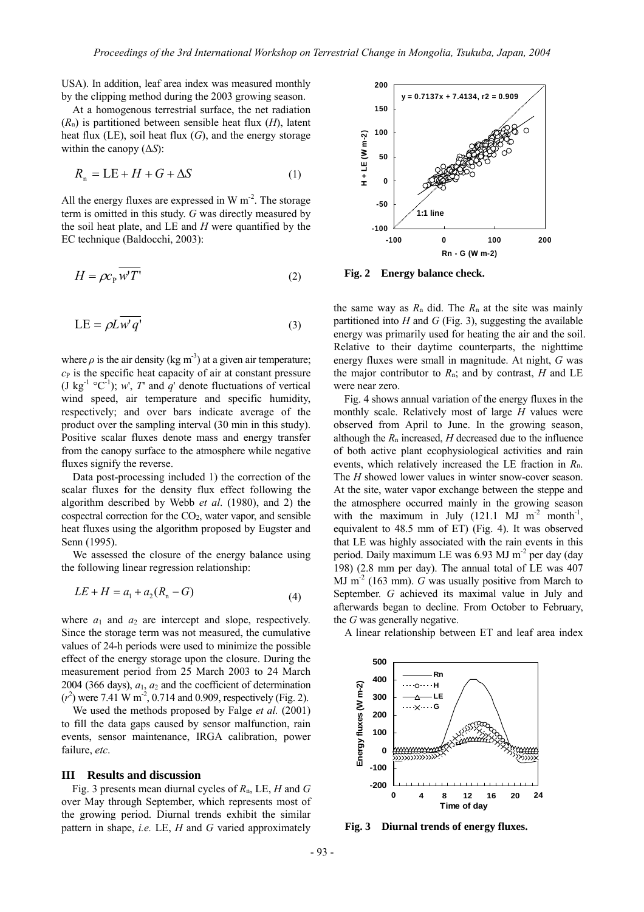USA). In addition, leaf area index was measured monthly by the clipping method during the 2003 growing season.

At a homogenous terrestrial surface, the net radiation ($R_n$) is partitioned between sensible heat flux ($H$), latent heat flux (LE), soil heat flux ($G$), and the energy storage within the canopy ($\Delta S$):

$$R_n = \mathrm{LE} + H + G + \Delta S \tag{1}$$

All the energy fluxes are expressed in W m$^{-2}$. The storage term is omitted in this study. $G$ was directly measured by the soil heat plate, and LE and $H$ were quantified by the EC technique (Baldocchi, 2003):

$$H = \rho c_P \overline{w'T'} \tag{2}$$

$$\mathrm{LE} = \rho L \overline{w'q'} \tag{3}$$

where $\rho$ is the air density (kg m$^{-3}$) at a given air temperature; $c_P$ is the specific heat capacity of air at constant pressure (J kg$^{-1}$ °C$^{-1}$); $w'$, $T'$ and $q'$ denote fluctuations of vertical wind speed, air temperature and specific humidity, respectively; and over bars indicate average of the product over the sampling interval (30 min in this study). Positive scalar fluxes denote mass and energy transfer from the canopy surface to the atmosphere while negative fluxes signify the reverse.

Data post-processing included 1) the correction of the scalar fluxes for the density flux effect following the algorithm described by Webb *et al*. (1980), and 2) the cospectral correction for the $CO_2$, water vapor, and sensible heat fluxes using the algorithm proposed by Eugster and Senn (1995).

We assessed the closure of the energy balance using the following linear regression relationship:

$$LE + H = a_1 + a_2(R_n - G) \tag{4}$$

where $a_1$ and $a_2$ are intercept and slope, respectively. Since the storage term was not measured, the cumulative values of 24-h periods were used to minimize the possible effect of the energy storage upon the closure. During the measurement period from 25 March 2003 to 24 March 2004 (366 days), $a_1$, $a_2$ and the coefficient of determination ($r^2$) were 7.41 W m$^{-2}$, 0.714 and 0.909, respectively (Fig. 2).

We used the methods proposed by Falge *et al.* (2001) to fill the data gaps caused by sensor malfunction, rain events, sensor maintenance, IRGA calibration, power failure, *etc*.

## III Results and discussion

Fig. 3 presents mean diurnal cycles of $R_n$, LE, $H$ and $G$ over May through September, which represents most of the growing period. Diurnal trends exhibit the similar pattern in shape, *i.e.* LE, $H$ and $G$ varied approximately the same way as $R_n$ did. The $R_n$ at the site was mainly partitioned into $H$ and $G$ (Fig. 3), suggesting the available energy was primarily used for heating the air and the soil. Relative to their daytime counterparts, the nighttime energy fluxes were small in magnitude. At night, $G$ was the major contributor to $R_n$; and by contrast, $H$ and LE were near zero.

Fig. 4 shows annual variation of the energy fluxes in the monthly scale. Relatively most of large $H$ values were observed from April to June. In the growing season, although the $R_n$ increased, $H$ decreased due to the influence of both active plant ecophysiological activities and rain events, which relatively increased the LE fraction in $R_n$. The $H$ showed lower values in winter snow-cover season. At the site, water vapor exchange between the steppe and the atmosphere occurred mainly in the growing season with the maximum in July (121.1 MJ m$^{-2}$ month$^{-1}$, equivalent to 48.5 mm of ET) (Fig. 4). It was observed that LE was highly associated with the rain events in this period. Daily maximum LE was 6.93 MJ m$^{-2}$ per day (day 198) (2.8 mm per day). The annual total of LE was 407 MJ m$^{-2}$ (163 mm). $G$ was usually positive from March to September. $G$ achieved its maximal value in July and afterwards began to decline. From October to February, the $G$ was generally negative.

A linear relationship between ET and leaf area index

**Fig. 2 Energy balance check.**

**Fig. 3 Diurnal trends of energy fluxes.**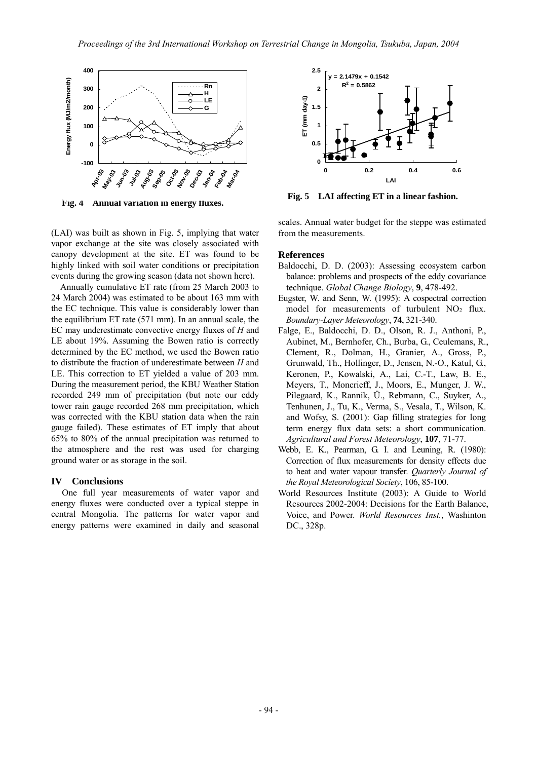400
300
200
100
0
-100

Energy flux (MJ/m2/month)

Rn
H
LE
G

Apr-03
May-03
Jun-03
Jul-03
Aug-03
Sep-03
Oct-03
Nov-03
Dec-03
Jan-04
Feb-04
Mar-04

**Fig. 4 Annual variation in energy fluxes.**

2.5
2
1.5
1
0.5
0

y = 2.1479x + 0.1542
$R^2$ = 0.5862

ET (mm day-1)

0
0.2
0.4
0.6
LAI

**Fig. 5 LAI affecting ET in a linear fashion.**

(LAI) was built as shown in Fig. 5, implying that water vapor exchange at the site was closely associated with canopy development at the site. ET was found to be highly linked with soil water conditions or precipitation events during the growing season (data not shown here).

Annually cumulative ET rate (from 25 March 2003 to 24 March 2004) was estimated to be about 163 mm with the EC technique. This value is considerably lower than the equilibrium ET rate (571 mm). In an annual scale, the EC may underestimate convective energy fluxes of *H* and LE about 19%. Assuming the Bowen ratio is correctly determined by the EC method, we used the Bowen ratio to distribute the fraction of underestimate between *H* and LE. This correction to ET yielded a value of 203 mm. During the measurement period, the KBU Weather Station recorded 249 mm of precipitation (but note our eddy tower rain gauge recorded 268 mm precipitation, which was corrected with the KBU station data when the rain gauge failed). These estimates of ET imply that about 65% to 80% of the annual precipitation was returned to the atmosphere and the rest was used for charging ground water or as storage in the soil.

## IV Conclusions

One full year measurements of water vapor and energy fluxes were conducted over a typical steppe in central Mongolia. The patterns for water vapor and energy patterns were examined in daily and seasonal scales. Annual water budget for the steppe was estimated from the measurements.

## References

Baldocchi, D. D. (2003): Assessing ecosystem carbon balance: problems and prospects of the eddy covariance technique. *Global Change Biology*, **9**, 478-492.

Eugster, W. and Senn, W. (1995): A cospectral correction model for measurements of turbulent $NO_2$ flux. *Boundary-Layer Meteorology*, **74**, 321-340.

Falge, E., Baldocchi, D. D., Olson, R. J., Anthoni, P., Aubinet, M., Bernhofer, Ch., Burba, G., Ceulemans, R., Clement, R., Dolman, H., Granier, A., Gross, P., Grunwald, Th., Hollinger, D., Jensen, N.-O., Katul, G., Keronen, P., Kowalski, A., Lai, C.-T., Law, B. E., Meyers, T., Moncrieff, J., Moors, E., Munger, J. W., Pilegaard, K., Rannik, Ü., Rebmann, C., Suyker, A., Tenhunen, J., Tu, K., Verma, S., Vesala, T., Wilson, K. and Wofsy, S. (2001): Gap filling strategies for long term energy flux data sets: a short communication. *Agricultural and Forest Meteorology*, **107**, 71-77.

Webb, E. K., Pearman, G. I. and Leuning, R. (1980): Correction of flux measurements for density effects due to heat and water vapour transfer. *Quarterly Journal of the Royal Meteorological Society*, 106, 85-100.

World Resources Institute (2003): A Guide to World Resources 2002-2004: Decisions for the Earth Balance, Voice, and Power. *World Resources Inst.*, Washinton DC., 328p.